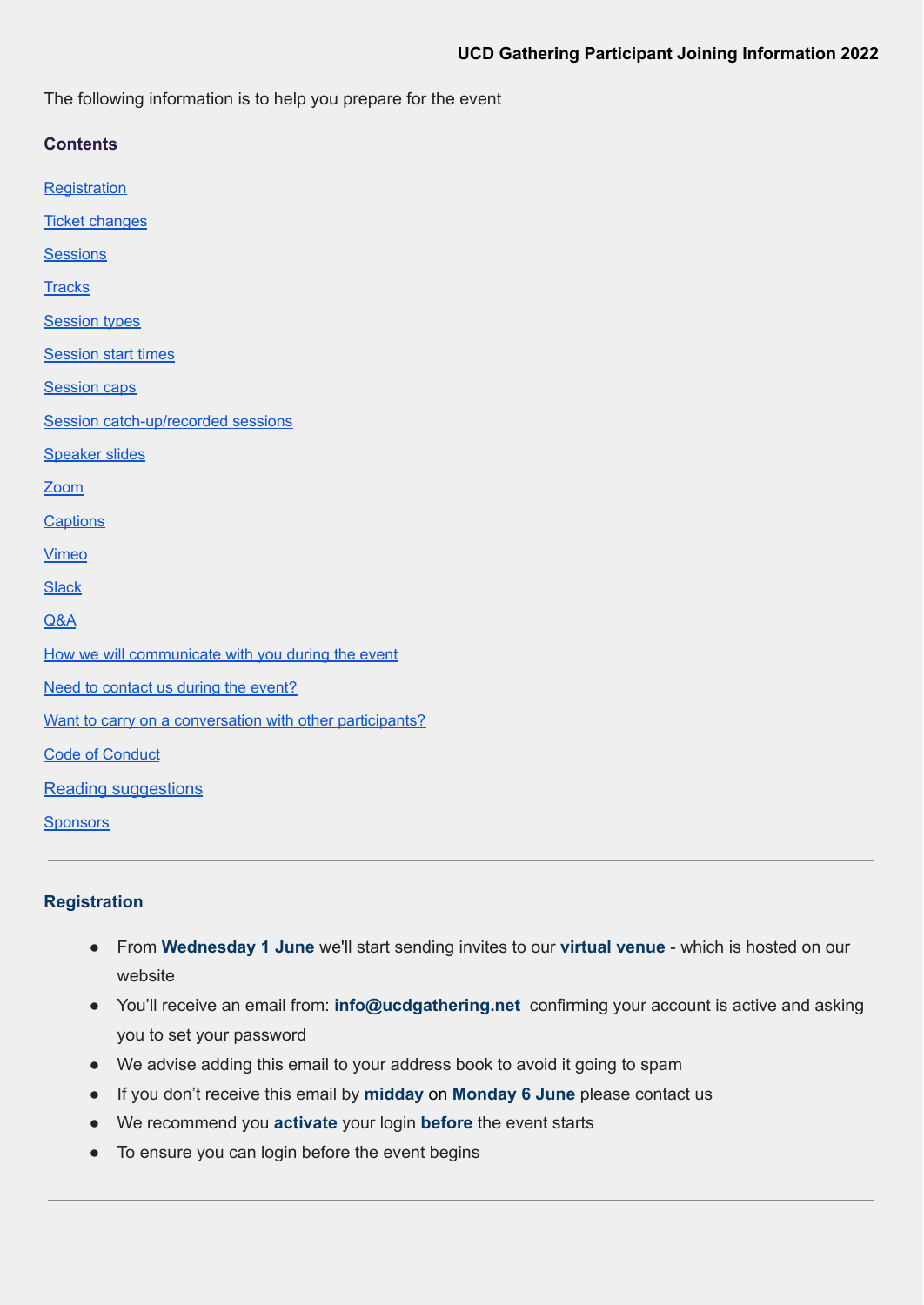**UCD Gathering Participant Joining Information 2022**

The following information is to help you prepare for the event

## Contents

[Registration](#)

[Ticket changes](#)

[Sessions](#)

[Tracks](#)

[Session types](#)

[Session start times](#)

[Session caps](#)

[Session catch-up/recorded sessions](#)

[Speaker slides](#)

[Zoom](#)

[Captions](#)

[Vimeo](#)

[Slack](#)

[Q&A](#)

[How we will communicate with you during the event](#)

[Need to contact us during the event?](#)

[Want to carry on a conversation with other participants?](#)

[Code of Conduct](#)

[Reading suggestions](#)

[Sponsors](#)

---

## Registration

- From **Wednesday 1 June** we'll start sending invites to our **virtual venue** - which is hosted on our website
- You'll receive an email from: **info@ucdgathering.net** confirming your account is active and asking you to set your password
- We advise adding this email to your address book to avoid it going to spam
- If you don't receive this email by **midday** on **Monday 6 June** please contact us
- We recommend you **activate** your login **before** the event starts
- To ensure you can login before the event begins

---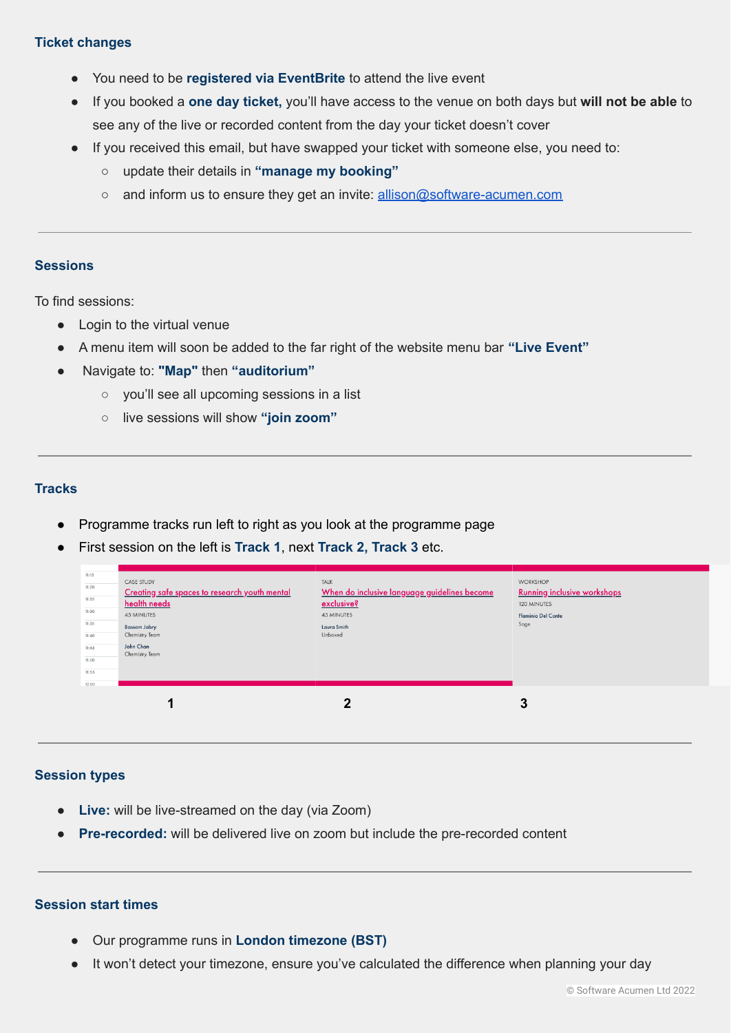### Ticket changes

- You need to be **registered via EventBrite** to attend the live event
- If you booked a **one day ticket,** you'll have access to the venue on both days but **will not be able** to see any of the live or recorded content from the day your ticket doesn't cover
- If you received this email, but have swapped your ticket with someone else, you need to:
  - update their details in **"manage my booking"**
  - and inform us to ensure they get an invite: allison@software-acumen.com

---

### Sessions

To find sessions:

- Login to the virtual venue
- A menu item will soon be added to the far right of the website menu bar **"Live Event"**
- Navigate to: **"Map"** then **"auditorium"**
  - you'll see all upcoming sessions in a list
  - live sessions will show **"join zoom"**

---

### Tracks

- Programme tracks run left to right as you look at the programme page
- First session on the left is **Track 1**, next **Track 2, Track 3** etc.

| Time | 1 | 2 | 3 |
|---|---|---|---|
| 11:15 – 12:00 | CASE STUDY<br>Creating safe spaces to research youth mental health needs<br>45 MINUTES<br>Bassam Jabry, Chemistry Team<br>John Chan, Chemistry Team | TALK<br>When do inclusive language guidelines become exclusive?<br>45 MINUTES<br>Laura Smith, Unboxed | WORKSHOP<br>Running inclusive workshops<br>120 MINUTES<br>Flaminia Del Conte, Sage |

---

### Session types

- **Live:** will be live-streamed on the day (via Zoom)
- **Pre-recorded:** will be delivered live on zoom but include the pre-recorded content

---

### Session start times

- Our programme runs in **London timezone (BST)**
- It won't detect your timezone, ensure you've calculated the difference when planning your day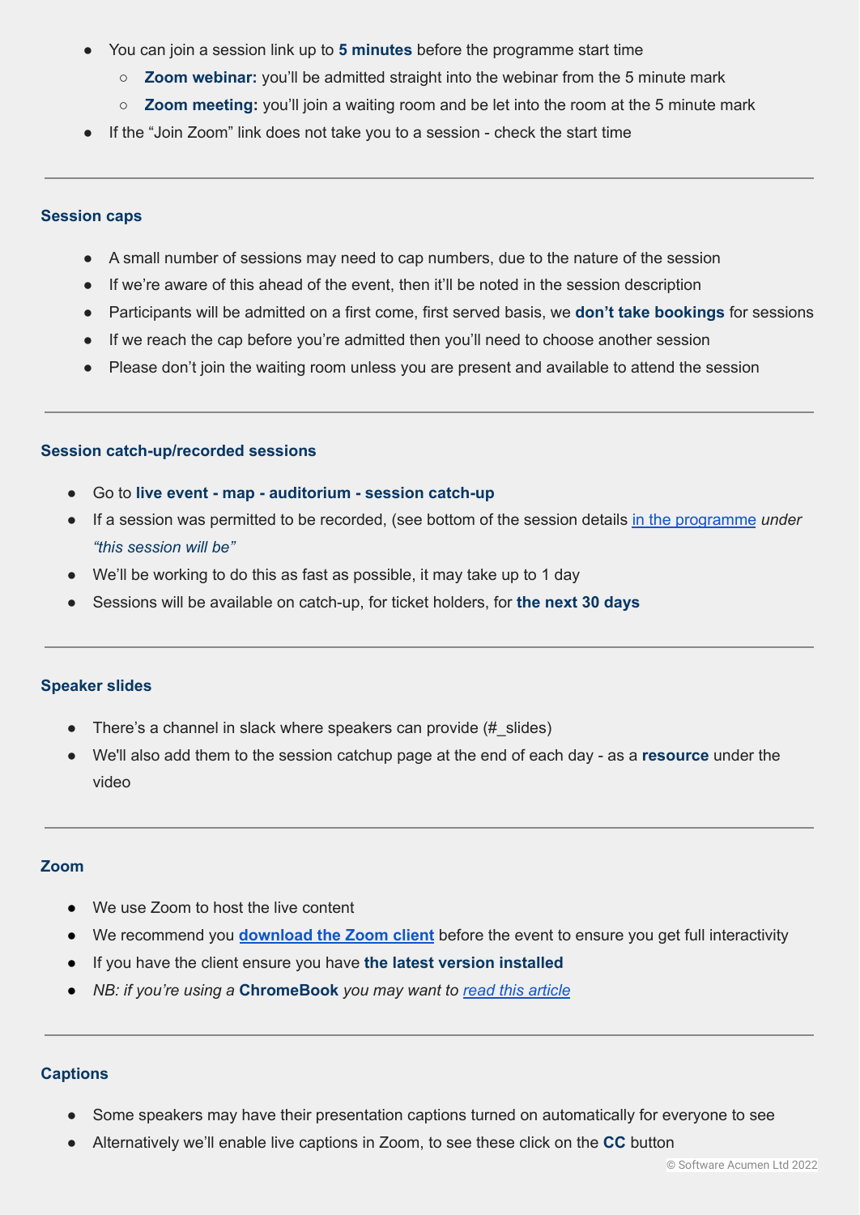- You can join a session link up to **5 minutes** before the programme start time
    - **Zoom webinar:** you'll be admitted straight into the webinar from the 5 minute mark
    - **Zoom meeting:** you'll join a waiting room and be let into the room at the 5 minute mark
- If the "Join Zoom" link does not take you to a session - check the start time

---

### Session caps

- A small number of sessions may need to cap numbers, due to the nature of the session
- If we're aware of this ahead of the event, then it'll be noted in the session description
- Participants will be admitted on a first come, first served basis, we **don't take bookings** for sessions
- If we reach the cap before you're admitted then you'll need to choose another session
- Please don't join the waiting room unless you are present and available to attend the session

---

### Session catch-up/recorded sessions

- Go to **live event - map - auditorium - session catch-up**
- If a session was permitted to be recorded, (see bottom of the session details [in the programme]() *under "this session will be"*
- We'll be working to do this as fast as possible, it may take up to 1 day
- Sessions will be available on catch-up, for ticket holders, for **the next 30 days**

---

### Speaker slides

- There's a channel in slack where speakers can provide (#_slides)
- We'll also add them to the session catchup page at the end of each day - as a **resource** under the video

---

### Zoom

- We use Zoom to host the live content
- We recommend you **[download the Zoom client]()** before the event to ensure you get full interactivity
- If you have the client ensure you have **the latest version installed**
- *NB: if you're using a* **ChromeBook** *you may want to [read this article]()*

---

### Captions

- Some speakers may have their presentation captions turned on automatically for everyone to see
- Alternatively we'll enable live captions in Zoom, to see these click on the **CC** button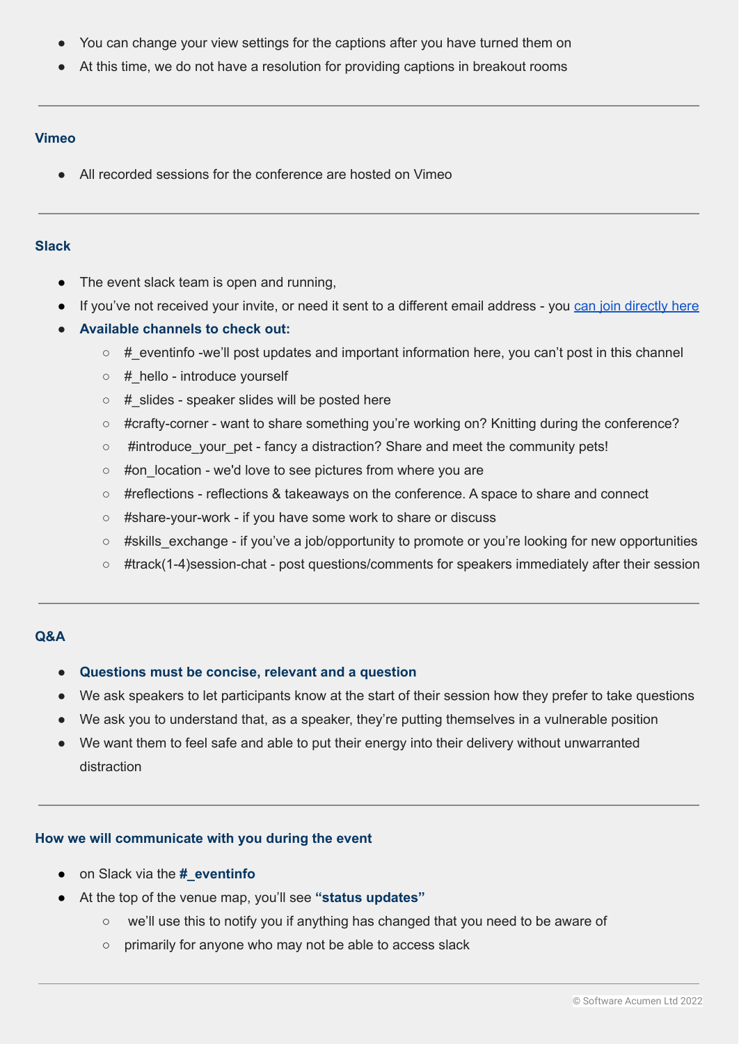- You can change your view settings for the captions after you have turned them on
- At this time, we do not have a resolution for providing captions in breakout rooms

---

### Vimeo

- All recorded sessions for the conference are hosted on Vimeo

---

### Slack

- The event slack team is open and running,
- If you've not received your invite, or need it sent to a different email address - you can join directly here
- **Available channels to check out:**
  - #_eventinfo -we'll post updates and important information here, you can't post in this channel
  - #_hello - introduce yourself
  - #_slides - speaker slides will be posted here
  - #crafty-corner - want to share something you're working on? Knitting during the conference?
  - #introduce_your_pet - fancy a distraction? Share and meet the community pets!
  - #on_location - we'd love to see pictures from where you are
  - #reflections - reflections & takeaways on the conference. A space to share and connect
  - #share-your-work - if you have some work to share or discuss
  - #skills_exchange - if you've a job/opportunity to promote or you're looking for new opportunities
  - #track(1-4)session-chat - post questions/comments for speakers immediately after their session

---

### Q&A

- **Questions must be concise, relevant and a question**
- We ask speakers to let participants know at the start of their session how they prefer to take questions
- We ask you to understand that, as a speaker, they're putting themselves in a vulnerable position
- We want them to feel safe and able to put their energy into their delivery without unwarranted distraction

---

### How we will communicate with you during the event

- on Slack via the **#_eventinfo**
- At the top of the venue map, you'll see **"status updates"**
  - we'll use this to notify you if anything has changed that you need to be aware of
  - primarily for anyone who may not be able to access slack

---

© Software Acumen Ltd 2022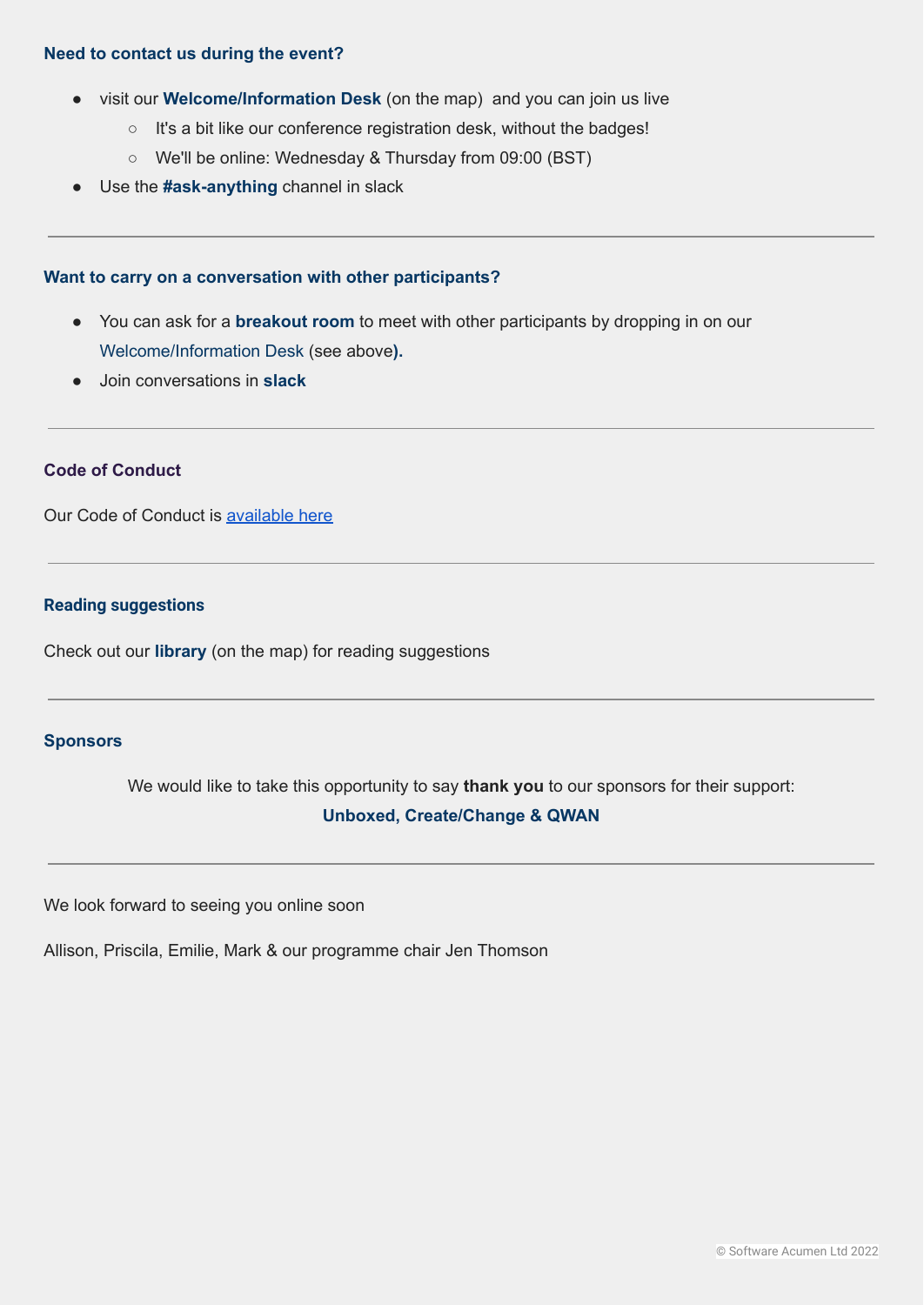### Need to contact us during the event?

- visit our **Welcome/Information Desk** (on the map) and you can join us live
  - It's a bit like our conference registration desk, without the badges!
  - We'll be online: Wednesday & Thursday from 09:00 (BST)
- Use the **#ask-anything** channel in slack

---

### Want to carry on a conversation with other participants?

- You can ask for a **breakout room** to meet with other participants by dropping in on our Welcome/Information Desk (see above).
- Join conversations in **slack**

---

### Code of Conduct

Our Code of Conduct is available here

---

### Reading suggestions

Check out our **library** (on the map) for reading suggestions

---

### Sponsors

We would like to take this opportunity to say **thank you** to our sponsors for their support:

**Unboxed, Create/Change & QWAN**

---

We look forward to seeing you online soon

Allison, Priscila, Emilie, Mark & our programme chair Jen Thomson

© Software Acumen Ltd 2022